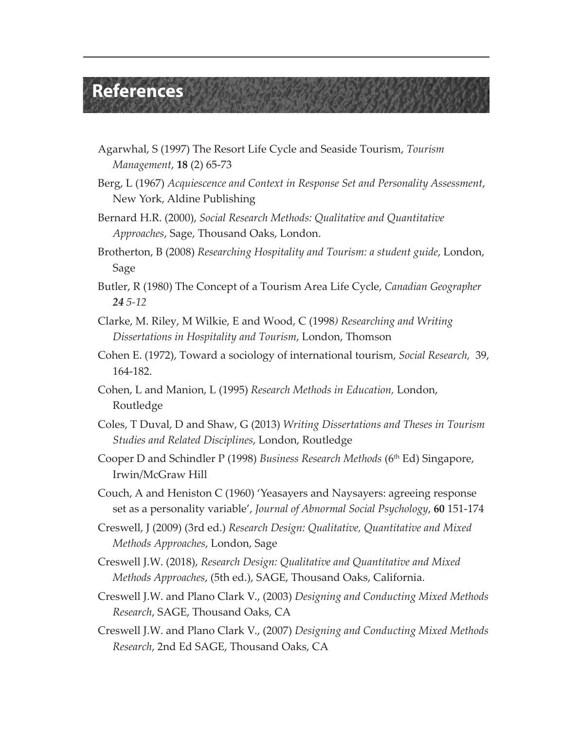# References

Agarwhal, S (1997) The Resort Life Cycle and Seaside Tourism, *Tourism Management*, **18** (2) 65-73

Berg, L (1967) *Acquiescence and Context in Response Set and Personality Assessment*, New York, Aldine Publishing

Bernard H.R. (2000), *Social Research Methods: Qualitative and Quantitative Approaches*, Sage, Thousand Oaks, London.

Brotherton, B (2008) *Researching Hospitality and Tourism: a student guide*, London, Sage

Butler, R (1980) The Concept of a Tourism Area Life Cycle, *Canadian Geographer* ***24*** *5-12*

Clarke, M. Riley, M Wilkie, E and Wood, C (1998*) Researching and Writing Dissertations in Hospitality and Tourism*, London, Thomson

Cohen E. (1972), Toward a sociology of international tourism, *Social Research,* 39, 164-182.

Cohen, L and Manion, L (1995) *Research Methods in Education,* London, Routledge

Coles, T Duval, D and Shaw, G (2013) *Writing Dissertations and Theses in Tourism Studies and Related Disciplines*, London, Routledge

Cooper D and Schindler P (1998) *Business Research Methods* (6th Ed) Singapore, Irwin/McGraw Hill

Couch, A and Heniston C (1960) 'Yeasayers and Naysayers: agreeing response set as a personality variable', *Journal of Abnormal Social Psychology*, **60** 151-174

Creswell, J (2009) (3rd ed.) *Research Design: Qualitative, Quantitative and Mixed Methods Approaches*, London, Sage

Creswell J.W. (2018), *Research Design: Qualitative and Quantitative and Mixed Methods Approaches*, (5th ed.), SAGE, Thousand Oaks, California.

Creswell J.W. and Plano Clark V., (2003) *Designing and Conducting Mixed Methods Research*, SAGE, Thousand Oaks, CA

Creswell J.W. and Plano Clark V., (2007) *Designing and Conducting Mixed Methods Research*, 2nd Ed SAGE, Thousand Oaks, CA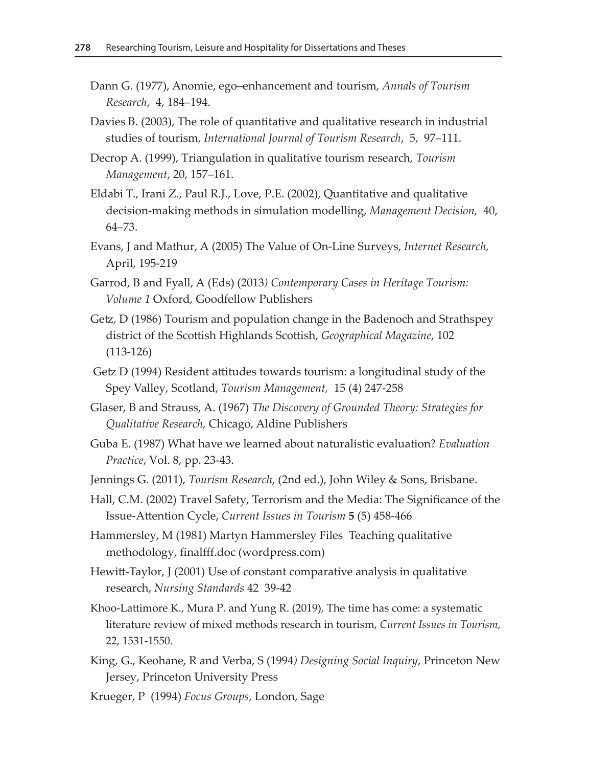Dann G. (1977), Anomie, ego–enhancement and tourism, *Annals of Tourism Research*, 4, 184–194.

Davies B. (2003), The role of quantitative and qualitative research in industrial studies of tourism, *International Journal of Tourism Research*, 5, 97–111.

Decrop A. (1999), Triangulation in qualitative tourism research, *Tourism Management*, 20, 157–161.

Eldabi T., Irani Z., Paul R.J., Love, P.E. (2002), Quantitative and qualitative decision-making methods in simulation modelling, *Management Decision*, 40, 64–73.

Evans, J and Mathur, A (2005) The Value of On-Line Surveys, *Internet Research*, April, 195-219

Garrod, B and Fyall, A (Eds) (2013*) Contemporary Cases in Heritage Tourism: Volume 1* Oxford, Goodfellow Publishers

Getz, D (1986) Tourism and population change in the Badenoch and Strathspey district of the Scottish Highlands Scottish, *Geographical Magazine*, 102 (113-126)

Getz D (1994) Resident attitudes towards tourism: a longitudinal study of the Spey Valley, Scotland, *Tourism Management*, 15 (4) 247-258

Glaser, B and Strauss, A. (1967) *The Discovery of Grounded Theory: Strategies for Qualitative Research,* Chicago, Aldine Publishers

Guba E. (1987) What have we learned about naturalistic evaluation? *Evaluation Practice*, Vol. 8, pp. 23-43.

Jennings G. (2011), *Tourism Research*, (2nd ed.), John Wiley & Sons, Brisbane.

Hall, C.M. (2002) Travel Safety, Terrorism and the Media: The Significance of the Issue-Attention Cycle, *Current Issues in Tourism* **5** (5) 458-466

Hammersley, M (1981) Martyn Hammersley Files Teaching qualitative methodology, finalfff.doc (wordpress.com)

Hewitt-Taylor, J (2001) Use of constant comparative analysis in qualitative research, *Nursing Standards* 42 39-42

Khoo-Lattimore K., Mura P. and Yung R. (2019), The time has come: a systematic literature review of mixed methods research in tourism, *Current Issues in Tourism,* 22, 1531-1550.

King, G., Keohane, R and Verba, S (1994*) Designing Social Inquiry*, Princeton New Jersey, Princeton University Press

Krueger, P (1994) *Focus Groups*, London, Sage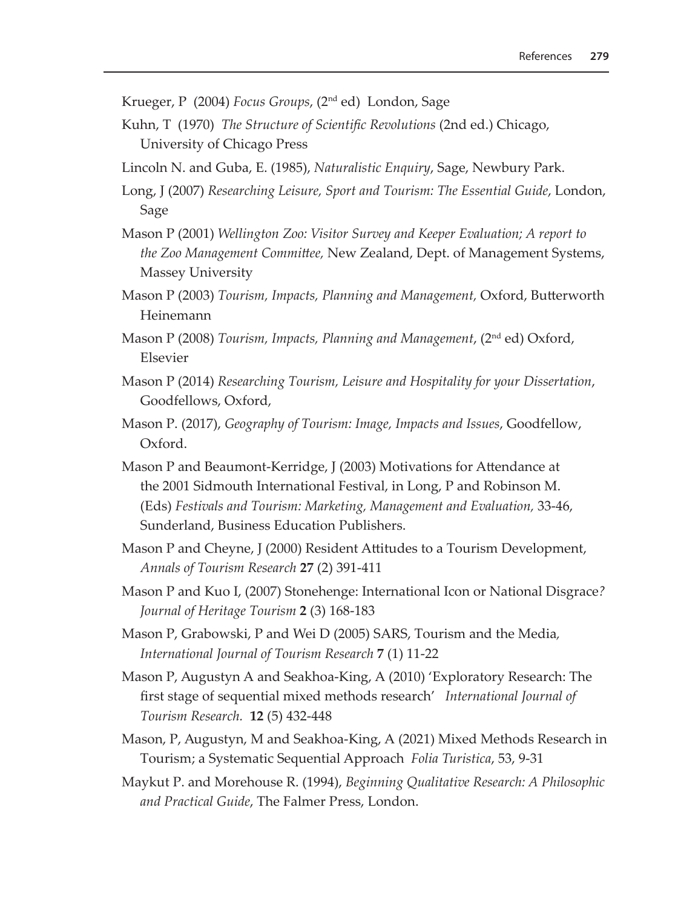Krueger, P (2004) *Focus Groups*, (2nd ed) London, Sage

Kuhn, T (1970) *The Structure of Scientific Revolutions* (2nd ed.) Chicago, University of Chicago Press

Lincoln N. and Guba, E. (1985), *Naturalistic Enquiry*, Sage, Newbury Park.

Long, J (2007) *Researching Leisure, Sport and Tourism: The Essential Guide*, London, Sage

Mason P (2001) *Wellington Zoo: Visitor Survey and Keeper Evaluation; A report to the Zoo Management Committee,* New Zealand, Dept. of Management Systems, Massey University

Mason P (2003) *Tourism, Impacts, Planning and Management,* Oxford, Butterworth Heinemann

Mason P (2008) *Tourism, Impacts, Planning and Management*, (2nd ed) Oxford, Elsevier

Mason P (2014) *Researching Tourism, Leisure and Hospitality for your Dissertation*, Goodfellows, Oxford,

Mason P. (2017), *Geography of Tourism: Image, Impacts and Issues*, Goodfellow, Oxford.

Mason P and Beaumont-Kerridge, J (2003) Motivations for Attendance at the 2001 Sidmouth International Festival, in Long, P and Robinson M. (Eds) *Festivals and Tourism: Marketing, Management and Evaluation,* 33-46, Sunderland, Business Education Publishers.

Mason P and Cheyne, J (2000) Resident Attitudes to a Tourism Development, *Annals of Tourism Research* **27** (2) 391-411

Mason P and Kuo I, (2007) Stonehenge: International Icon or National Disgrace? *Journal of Heritage Tourism* **2** (3) 168-183

Mason P, Grabowski, P and Wei D (2005) SARS, Tourism and the Media, *International Journal of Tourism Research* **7** (1) 11-22

Mason P, Augustyn A and Seakhoa-King, A (2010) 'Exploratory Research: The first stage of sequential mixed methods research' *International Journal of Tourism Research.* **12** (5) 432-448

Mason, P, Augustyn, M and Seakhoa-King, A (2021) Mixed Methods Research in Tourism; a Systematic Sequential Approach *Folia Turistica*, 53, 9-31

Maykut P. and Morehouse R. (1994), *Beginning Qualitative Research: A Philosophic and Practical Guide*, The Falmer Press, London.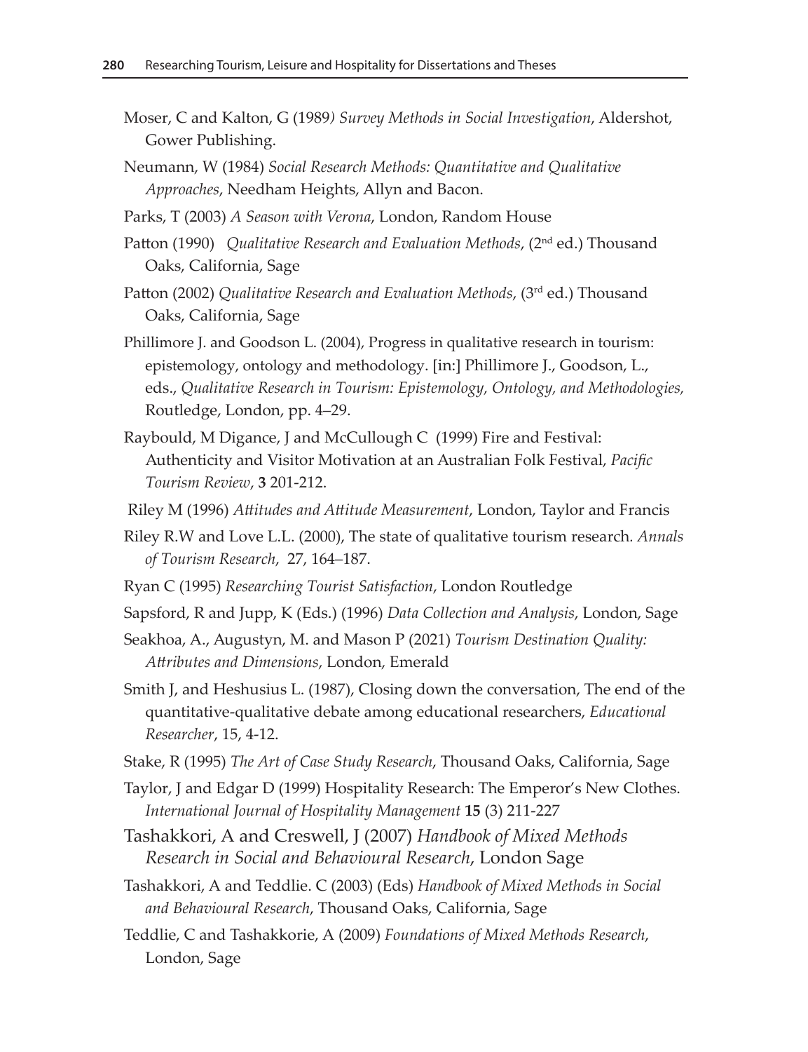Moser, C and Kalton, G (1989*) Survey Methods in Social Investigation*, Aldershot, Gower Publishing.

Neumann, W (1984) *Social Research Methods: Quantitative and Qualitative Approaches*, Needham Heights, Allyn and Bacon.

Parks, T (2003) *A Season with Verona*, London, Random House

Patton (1990) *Qualitative Research and Evaluation Methods*, (2nd ed.) Thousand Oaks, California, Sage

Patton (2002) *Qualitative Research and Evaluation Methods*, (3rd ed.) Thousand Oaks, California, Sage

Phillimore J. and Goodson L. (2004), Progress in qualitative research in tourism: epistemology, ontology and methodology. [in:] Phillimore J., Goodson, L., eds., *Qualitative Research in Tourism: Epistemology, Ontology, and Methodologies,* Routledge, London, pp. 4–29.

Raybould, M Digance, J and McCullough C (1999) Fire and Festival: Authenticity and Visitor Motivation at an Australian Folk Festival, *Pacific Tourism Review*, **3** 201-212.

Riley M (1996) *Attitudes and Attitude Measurement*, London, Taylor and Francis

Riley R.W and Love L.L. (2000), The state of qualitative tourism research. *Annals of Tourism Research*, 27, 164–187.

Ryan C (1995) *Researching Tourist Satisfaction*, London Routledge

Sapsford, R and Jupp, K (Eds.) (1996) *Data Collection and Analysis*, London, Sage

Seakhoa, A., Augustyn, M. and Mason P (2021) *Tourism Destination Quality: Attributes and Dimensions*, London, Emerald

Smith J, and Heshusius L. (1987), Closing down the conversation, The end of the quantitative-qualitative debate among educational researchers, *Educational Researcher*, 15, 4-12.

Stake, R (1995) *The Art of Case Study Research*, Thousand Oaks, California, Sage

Taylor, J and Edgar D (1999) Hospitality Research: The Emperor's New Clothes. *International Journal of Hospitality Management* **15** (3) 211-227

Tashakkori, A and Creswell, J (2007) *Handbook of Mixed Methods Research in Social and Behavioural Research*, London Sage

Tashakkori, A and Teddlie. C (2003) (Eds) *Handbook of Mixed Methods in Social and Behavioural Research*, Thousand Oaks, California, Sage

Teddlie, C and Tashakkorie, A (2009) *Foundations of Mixed Methods Research*, London, Sage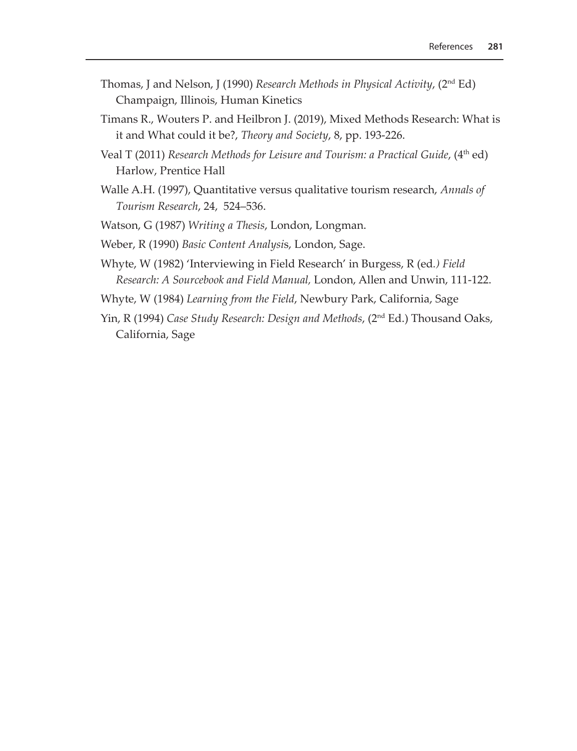Thomas, J and Nelson, J (1990) *Research Methods in Physical Activity*, (2nd Ed) Champaign, Illinois, Human Kinetics

Timans R., Wouters P. and Heilbron J. (2019), Mixed Methods Research: What is it and What could it be?, *Theory and Society*, 8, pp. 193-226.

Veal T (2011) *Research Methods for Leisure and Tourism: a Practical Guide*, (4th ed) Harlow, Prentice Hall

Walle A.H. (1997), Quantitative versus qualitative tourism research, *Annals of Tourism Research*, 24, 524–536.

Watson, G (1987) *Writing a Thesis*, London, Longman.

Weber, R (1990) *Basic Content Analysis*, London, Sage.

Whyte, W (1982) 'Interviewing in Field Research' in Burgess, R (ed.) *Field Research: A Sourcebook and Field Manual,* London, Allen and Unwin, 111-122.

Whyte, W (1984) *Learning from the Field*, Newbury Park, California, Sage

Yin, R (1994) *Case Study Research: Design and Methods*, (2nd Ed.) Thousand Oaks, California, Sage